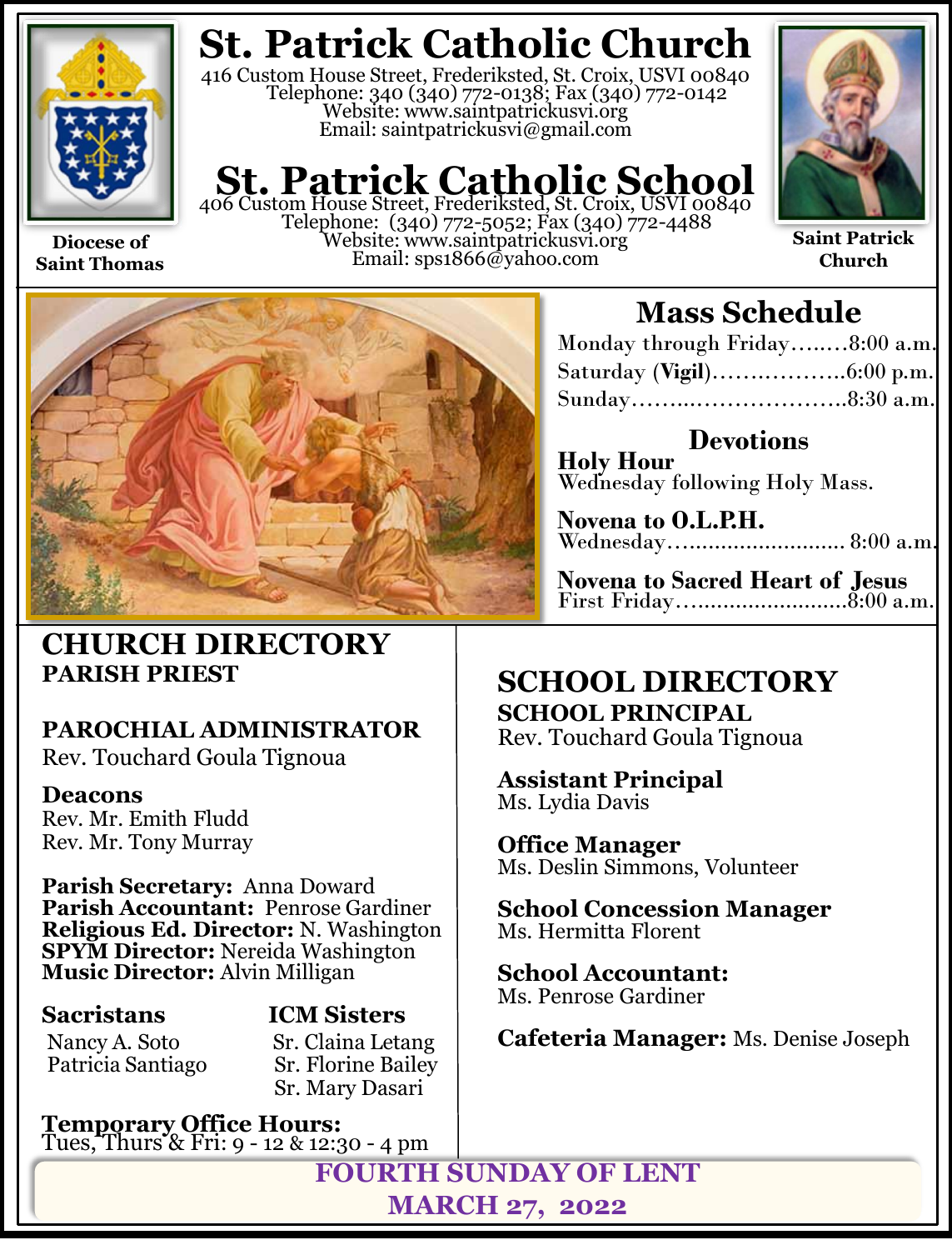# St. Patrick Catholic Church

416 Custom House Street, Frederiksted, St. Croix, USVI 00840
Telephone: 340 (340) 772-0138; Fax (340) 772-0142
Website: www.saintpatrickusvi.org
Email: saintpatrickusvi@gmail.com

# St. Patrick Catholic School

406 Custom House Street, Frederiksted, St. Croix, USVI 00840
Telephone: (340) 772-5052; Fax (340) 772-4488
Website: www.saintpatrickusvi.org
Email: sps1866@yahoo.com

**Diocese of Saint Thomas**

**Saint Patrick Church**

## Mass Schedule

Monday through Friday……..8:00 a.m.
Saturday (**Vigil**)………………6:00 p.m.
Sunday…………………………8:30 a.m.

### Devotions

**Holy Hour**
Wednesday following Holy Mass.

**Novena to O.L.P.H.**
Wednesday……………………… 8:00 a.m.

**Novena to Sacred Heart of Jesus**
First Friday……………………8:00 a.m.

## CHURCH DIRECTORY

**PARISH PRIEST**

**PAROCHIAL ADMINISTRATOR**
Rev. Touchard Goula Tignoua

**Deacons**
Rev. Mr. Emith Fludd
Rev. Mr. Tony Murray

**Parish Secretary:** Anna Doward
**Parish Accountant:** Penrose Gardiner
**Religious Ed. Director:** N. Washington
**SPYM Director:** Nereida Washington
**Music Director:** Alvin Milligan

**Sacristans**
Nancy A. Soto
Patricia Santiago

**ICM Sisters**
Sr. Claina Letang
Sr. Florine Bailey
Sr. Mary Dasari

**Temporary Office Hours:**
Tues, Thurs & Fri: 9 - 12 & 12:30 - 4 pm

## SCHOOL DIRECTORY

**SCHOOL PRINCIPAL**
Rev. Touchard Goula Tignoua

**Assistant Principal**
Ms. Lydia Davis

**Office Manager**
Ms. Deslin Simmons, Volunteer

**School Concession Manager**
Ms. Hermitta Florent

**School Accountant:**
Ms. Penrose Gardiner

**Cafeteria Manager:** Ms. Denise Joseph

**FOURTH SUNDAY OF LENT**
**MARCH 27, 2022**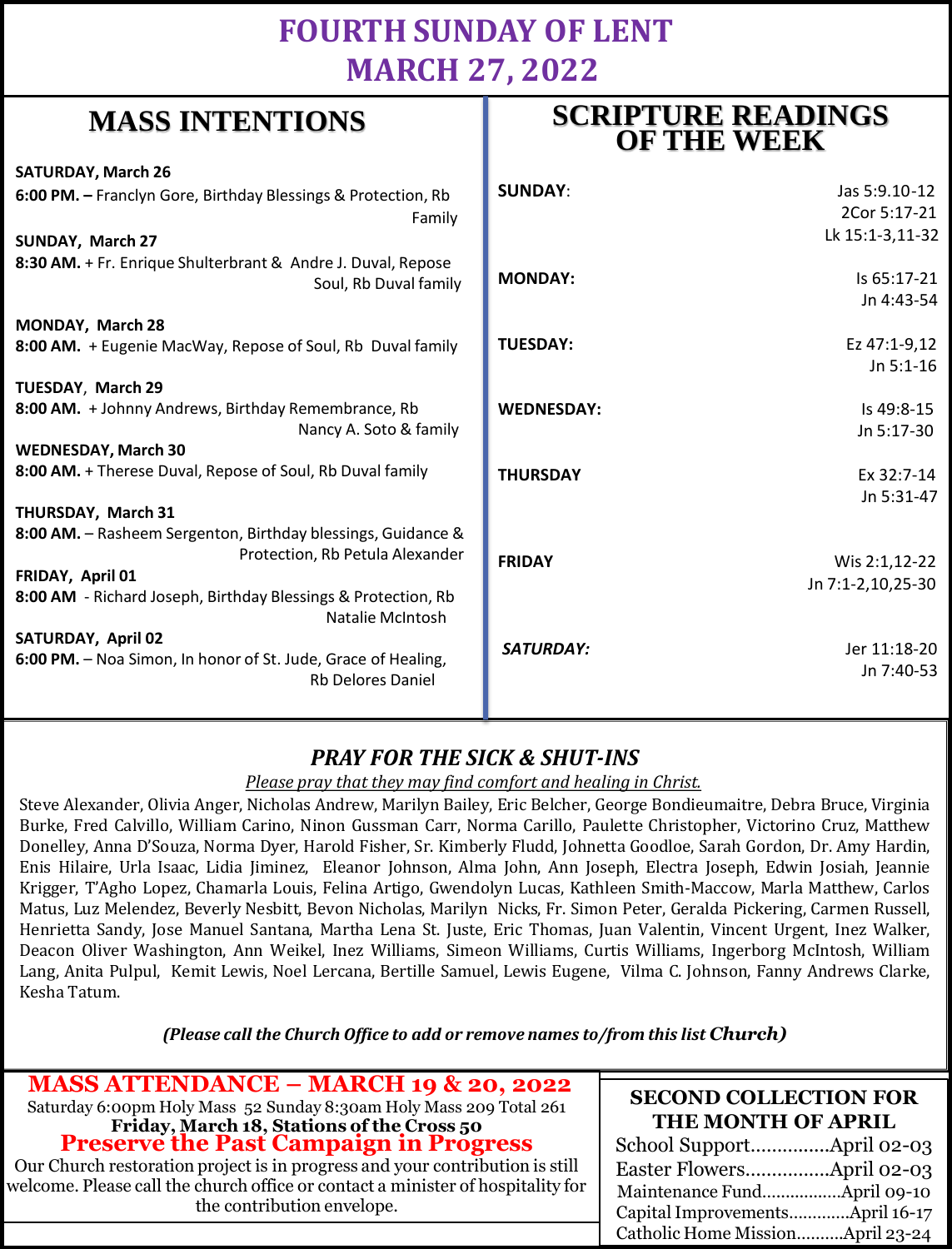# FOURTH SUNDAY OF LENT
# MARCH 27, 2022

## MASS INTENTIONS

**SATURDAY, March 26**
**6:00 PM. –** Franclyn Gore, Birthday Blessings & Protection, Rb Family

**SUNDAY, March 27**
**8:30 AM.** + Fr. Enrique Shulterbrant & Andre J. Duval, Repose Soul, Rb Duval family

**MONDAY, March 28**
**8:00 AM.** + Eugenie MacWay, Repose of Soul, Rb Duval family

**TUESDAY, March 29**
**8:00 AM.** + Johnny Andrews, Birthday Remembrance, Rb Nancy A. Soto & family

**WEDNESDAY, March 30**
**8:00 AM.** + Therese Duval, Repose of Soul, Rb Duval family

**THURSDAY, March 31**
**8:00 AM.** – Rasheem Sergenton, Birthday blessings, Guidance & Protection, Rb Petula Alexander

**FRIDAY, April 01**
**8:00 AM** - Richard Joseph, Birthday Blessings & Protection, Rb Natalie McIntosh

**SATURDAY, April 02**
**6:00 PM.** – Noa Simon, In honor of St. Jude, Grace of Healing, Rb Delores Daniel

## SCRIPTURE READINGS OF THE WEEK

| Day | Readings |
|---|---|
| **SUNDAY**: | Jas 5:9.10-12<br>2Cor 5:17-21<br>Lk 15:1-3,11-32 |
| **MONDAY:** | Is 65:17-21<br>Jn 4:43-54 |
| **TUESDAY:** | Ez 47:1-9,12<br>Jn 5:1-16 |
| **WEDNESDAY:** | Is 49:8-15<br>Jn 5:17-30 |
| **THURSDAY** | Ex 32:7-14<br>Jn 5:31-47 |
| **FRIDAY** | Wis 2:1,12-22<br>Jn 7:1-2,10,25-30 |
| ***SATURDAY:*** | Jer 11:18-20<br>Jn 7:40-53 |

## *PRAY FOR THE SICK & SHUT-INS*

*Please pray that they may find comfort and healing in Christ.*

Steve Alexander, Olivia Anger, Nicholas Andrew, Marilyn Bailey, Eric Belcher, George Bondieumaitre, Debra Bruce, Virginia Burke, Fred Calvillo, William Carino, Ninon Gussman Carr, Norma Carillo, Paulette Christopher, Victorino Cruz, Matthew Donelley, Anna D'Souza, Norma Dyer, Harold Fisher, Sr. Kimberly Fludd, Johnetta Goodloe, Sarah Gordon, Dr. Amy Hardin, Enis Hilaire, Urla Isaac, Lidia Jiminez, Eleanor Johnson, Alma John, Ann Joseph, Electra Joseph, Edwin Josiah, Jeannie Krigger, T'Agho Lopez, Chamarla Louis, Felina Artigo, Gwendolyn Lucas, Kathleen Smith-Maccow, Marla Matthew, Carlos Matus, Luz Melendez, Beverly Nesbitt, Bevon Nicholas, Marilyn Nicks, Fr. Simon Peter, Geralda Pickering, Carmen Russell, Henrietta Sandy, Jose Manuel Santana, Martha Lena St. Juste, Eric Thomas, Juan Valentin, Vincent Urgent, Inez Walker, Deacon Oliver Washington, Ann Weikel, Inez Williams, Simeon Williams, Curtis Williams, Ingerborg McIntosh, William Lang, Anita Pulpul, Kemit Lewis, Noel Lercana, Bertille Samuel, Lewis Eugene, Vilma C. Johnson, Fanny Andrews Clarke, Kesha Tatum.

***(Please call the Church Office to add or remove names to/from this list Church)***

## MASS ATTENDANCE – MARCH 19 & 20, 2022

Saturday 6:00pm Holy Mass 52 Sunday 8:30am Holy Mass 209 Total 261

**Friday, March 18, Stations of the Cross 50**

## Preserve the Past Campaign in Progress

Our Church restoration project is in progress and your contribution is still welcome. Please call the church office or contact a minister of hospitality for the contribution envelope.

## SECOND COLLECTION FOR THE MONTH OF APRIL

School Support...............April 02-03
Easter Flowers................April 02-03
Maintenance Fund.................April 09-10
Capital Improvements.............April 16-17
Catholic Home Mission..........April 23-24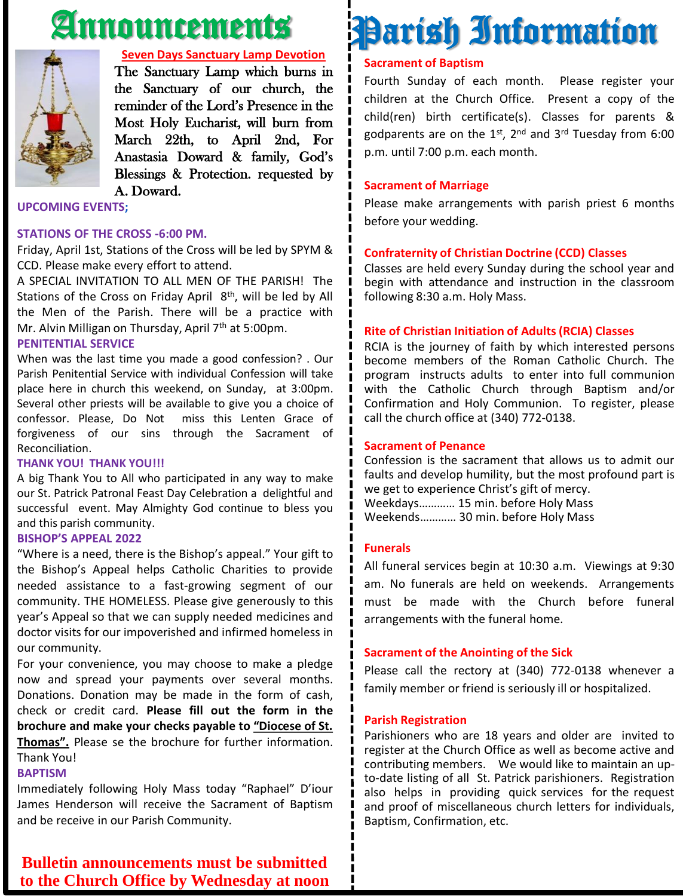# Announcements

**Seven Days Sanctuary Lamp Devotion**

The Sanctuary Lamp which burns in the Sanctuary of our church, the reminder of the Lord's Presence in the Most Holy Eucharist, will burn from March 22th, to April 2nd, For Anastasia Doward & family, God's Blessings & Protection. requested by A. Doward.

**UPCOMING EVENTS;**

**STATIONS OF THE CROSS -6:00 PM.**

Friday, April 1st, Stations of the Cross will be led by SPYM & CCD. Please make every effort to attend.

A SPECIAL INVITATION TO ALL MEN OF THE PARISH! The Stations of the Cross on Friday April 8th, will be led by All the Men of the Parish. There will be a practice with Mr. Alvin Milligan on Thursday, April 7th at 5:00pm.

**PENITENTIAL SERVICE**

When was the last time you made a good confession? . Our Parish Penitential Service with individual Confession will take place here in church this weekend, on Sunday, at 3:00pm. Several other priests will be available to give you a choice of confessor. Please, Do Not miss this Lenten Grace of forgiveness of our sins through the Sacrament of Reconciliation.

**THANK YOU! THANK YOU!!!**

A big Thank You to All who participated in any way to make our St. Patrick Patronal Feast Day Celebration a delightful and successful event. May Almighty God continue to bless you and this parish community.

**BISHOP'S APPEAL 2022**

"Where is a need, there is the Bishop's appeal." Your gift to the Bishop's Appeal helps Catholic Charities to provide needed assistance to a fast-growing segment of our community. THE HOMELESS. Please give generously to this year's Appeal so that we can supply needed medicines and doctor visits for our impoverished and infirmed homeless in our community.

For your convenience, you may choose to make a pledge now and spread your payments over several months. Donations. Donation may be made in the form of cash, check or credit card. **Please fill out the form in the brochure and make your checks payable to "Diocese of St. Thomas".** Please se the brochure for further information. Thank You!

**BAPTISM**

Immediately following Holy Mass today "Raphael" D'iour James Henderson will receive the Sacrament of Baptism and be receive in our Parish Community.

**Bulletin announcements must be submitted to the Church Office by Wednesday at noon**

# Parish Information

**Sacrament of Baptism**

Fourth Sunday of each month. Please register your children at the Church Office. Present a copy of the child(ren) birth certificate(s). Classes for parents & godparents are on the 1st, 2nd and 3rd Tuesday from 6:00 p.m. until 7:00 p.m. each month.

**Sacrament of Marriage**

Please make arrangements with parish priest 6 months before your wedding.

**Confraternity of Christian Doctrine (CCD) Classes**

Classes are held every Sunday during the school year and begin with attendance and instruction in the classroom following 8:30 a.m. Holy Mass.

**Rite of Christian Initiation of Adults (RCIA) Classes**

RCIA is the journey of faith by which interested persons become members of the Roman Catholic Church. The program instructs adults to enter into full communion with the Catholic Church through Baptism and/or Confirmation and Holy Communion. To register, please call the church office at (340) 772-0138.

**Sacrament of Penance**

Confession is the sacrament that allows us to admit our faults and develop humility, but the most profound part is we get to experience Christ's gift of mercy.

Weekdays………… 15 min. before Holy Mass
Weekends………… 30 min. before Holy Mass

**Funerals**

All funeral services begin at 10:30 a.m. Viewings at 9:30 am. No funerals are held on weekends. Arrangements must be made with the Church before funeral arrangements with the funeral home.

**Sacrament of the Anointing of the Sick**

Please call the rectory at (340) 772-0138 whenever a family member or friend is seriously ill or hospitalized.

**Parish Registration**

Parishioners who are 18 years and older are invited to register at the Church Office as well as become active and contributing members. We would like to maintain an up-to-date listing of all St. Patrick parishioners. Registration also helps in providing quick services for the request and proof of miscellaneous church letters for individuals, Baptism, Confirmation, etc.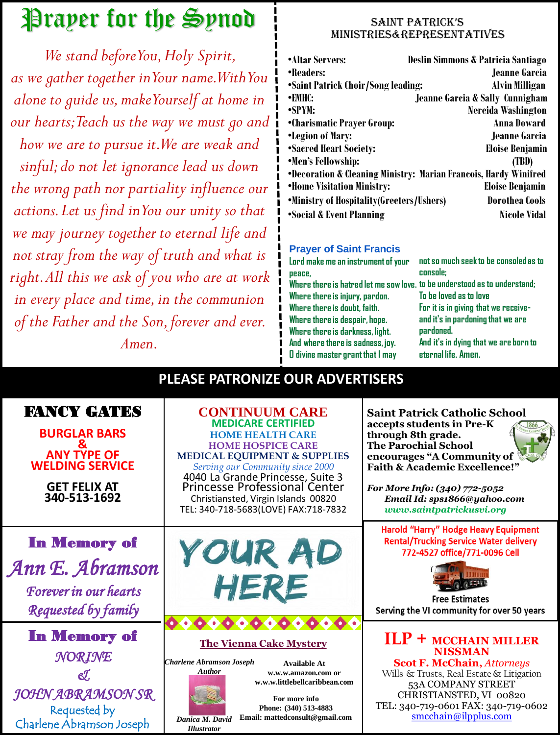# Prayer for the Synod

*We stand before You, Holy Spirit, as we gather together in Your name. With You alone to guide us, make Yourself at home in our hearts; Teach us the way we must go and how we are to pursue it. We are weak and sinful; do not let ignorance lead us down the wrong path nor partiality influence our actions. Let us find in You our unity so that we may journey together to eternal life and not stray from the way of truth and what is right. All this we ask of you who are at work in every place and time, in the communion of the Father and the Son, forever and ever. Amen.*

## SAINT PATRICK'S MINISTRIES & REPRESENTATIVES

- **Altar Servers:** Deslin Simmons & Patricia Santiago
- **Readers:** Jeanne Garcia
- **Saint Patrick Choir/Song leading:** Alvin Milligan
- **EMHC:** Jeanne Garcia & Sally Cunnigham
- **SPYM:** Nereida Washington
- **Charismatic Prayer Group:** Anna Doward
- **Legion of Mary:** Jeanne Garcia
- **Sacred Heart Society:** Eloise Benjamin
- **Men's Fellowship:** (TBD)
- **Decoration & Cleaning Ministry:** Marian Francois, Hardy Winifred
- **Home Visitation Ministry:** Eloise Benjamin
- **Ministry of Hospitality(Greeters/Ushers)** Dorothea Cools
- **Social & Event Planning** Nicole Vidal

### Prayer of Saint Francis

Lord make me an instrument of your peace,
Where there is hatred let me sow love.
Where there is injury, pardon.
Where there is doubt, faith.
Where there is despair, hope.
Where there is darkness, light.
And where there is sadness, joy.
O divine master grant that I may not so much seek to be consoled as to console;
to be understood as to understand;
To be loved as to love
For it is in giving that we receive-
and it's in pardoning that we are pardoned.
And it's in dying that we are born to eternal life. Amen.

## PLEASE PATRONIZE OUR ADVERTISERS

**FANCY GATES**
BURGLAR BARS & ANY TYPE OF WELDING SERVICE
GET FELIX AT 340-513-1692

**CONTINUUM CARE**
MEDICARE CERTIFIED
HOME HEALTH CARE
HOME HOSPICE CARE
MEDICAL EQUIPMENT & SUPPLIES
*Serving our Community since 2000*
4040 La Grande Princesse, Suite 3
Princesse Professional Center
Christiansted, Virgin Islands 00820
TEL: 340-718-5683(LOVE) FAX:718-7832

**Saint Patrick Catholic School**
accepts students in Pre-K through 8th grade.
The Parochial School encourages "A Community of Faith & Academic Excellence!"
*For More Info: (340) 772-5052*
*Email Id: sps1866@yahoo.com*
*www.saintpatrickusvi.org*

**In Memory of**
*Ann E. Abramson*
*Forever in our hearts*
*Requested by family*

YOUR AD HERE

**Harold "Harry" Hodge Heavy Equipment Rental/Trucking Service Water delivery**
772-4527 office/771-0096 Cell
Free Estimates
Serving the VI community for over 50 years

**In Memory of**
*NORINE & JOHN ABRAMSON SR*
Requested by Charlene Abramson Joseph

**The Vienna Cake Mystery**
*Charlene Abramson Joseph*
*Author*
Available At w.w.w.amazon.com or w.w.w.littlebellcaribbean.com
For more info
Phone: (340) 513-4883
Email: mattedconsult@gmail.com
*Danica M. David*
*Illustrator*

**ILP + MCCHAIN MILLER NISSMAN**
**Scot F. McChain,** *Attorneys*
Wills & Trusts, Real Estate & Litigation
53A COMPANY STREET
CHRISTIANSTED, VI 00820
TEL: 340-719-0601 FAX: 340-719-0602
smcchain@ilpplus.com